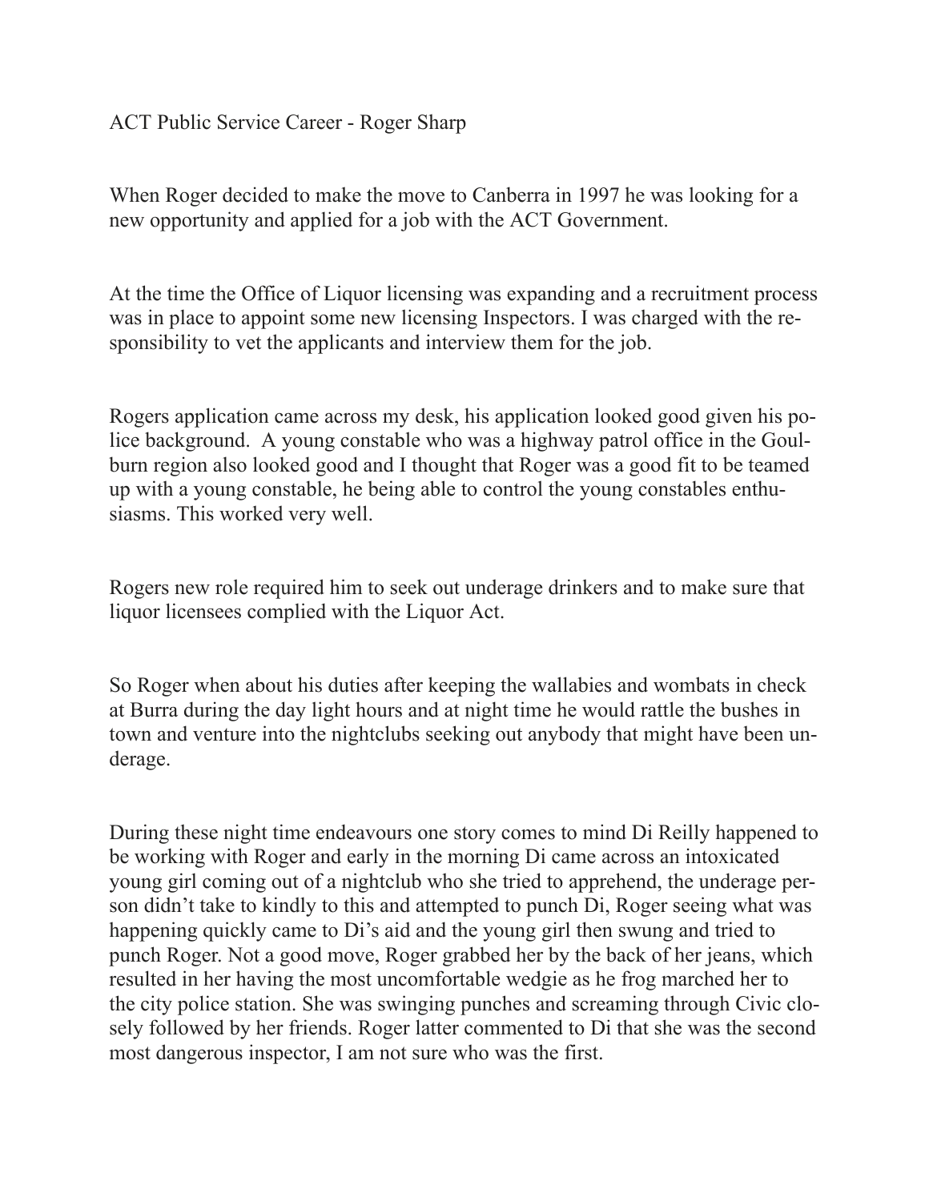ACT Public Service Career - Roger Sharp

When Roger decided to make the move to Canberra in 1997 he was looking for a new opportunity and applied for a job with the ACT Government.

At the time the Office of Liquor licensing was expanding and a recruitment process was in place to appoint some new licensing Inspectors. I was charged with the responsibility to vet the applicants and interview them for the job.

Rogers application came across my desk, his application looked good given his police background. A young constable who was a highway patrol office in the Goulburn region also looked good and I thought that Roger was a good fit to be teamed up with a young constable, he being able to control the young constables enthusiasms. This worked very well.

Rogers new role required him to seek out underage drinkers and to make sure that liquor licensees complied with the Liquor Act.

So Roger when about his duties after keeping the wallabies and wombats in check at Burra during the day light hours and at night time he would rattle the bushes in town and venture into the nightclubs seeking out anybody that might have been underage.

During these night time endeavours one story comes to mind Di Reilly happened to be working with Roger and early in the morning Di came across an intoxicated young girl coming out of a nightclub who she tried to apprehend, the underage person didn't take to kindly to this and attempted to punch Di, Roger seeing what was happening quickly came to Di's aid and the young girl then swung and tried to punch Roger. Not a good move, Roger grabbed her by the back of her jeans, which resulted in her having the most uncomfortable wedgie as he frog marched her to the city police station. She was swinging punches and screaming through Civic closely followed by her friends. Roger latter commented to Di that she was the second most dangerous inspector, I am not sure who was the first.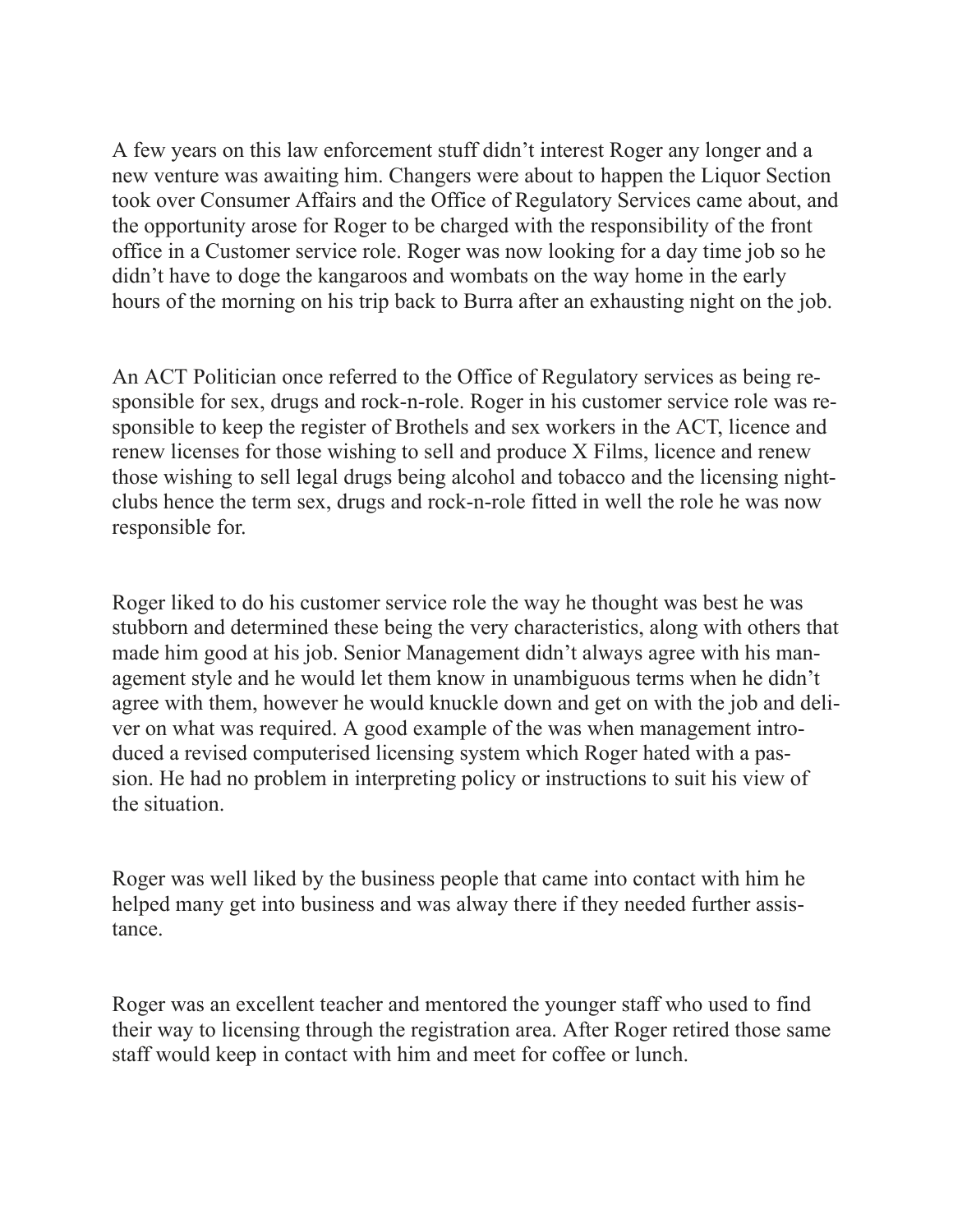A few years on this law enforcement stuff didn't interest Roger any longer and a new venture was awaiting him. Changers were about to happen the Liquor Section took over Consumer Affairs and the Office of Regulatory Services came about, and the opportunity arose for Roger to be charged with the responsibility of the front office in a Customer service role. Roger was now looking for a day time job so he didn't have to doge the kangaroos and wombats on the way home in the early hours of the morning on his trip back to Burra after an exhausting night on the job.

An ACT Politician once referred to the Office of Regulatory services as being responsible for sex, drugs and rock-n-role. Roger in his customer service role was responsible to keep the register of Brothels and sex workers in the ACT, licence and renew licenses for those wishing to sell and produce X Films, licence and renew those wishing to sell legal drugs being alcohol and tobacco and the licensing nightclubs hence the term sex, drugs and rock-n-role fitted in well the role he was now responsible for.

Roger liked to do his customer service role the way he thought was best he was stubborn and determined these being the very characteristics, along with others that made him good at his job. Senior Management didn't always agree with his management style and he would let them know in unambiguous terms when he didn't agree with them, however he would knuckle down and get on with the job and deliver on what was required. A good example of the was when management introduced a revised computerised licensing system which Roger hated with a passion. He had no problem in interpreting policy or instructions to suit his view of the situation.

Roger was well liked by the business people that came into contact with him he helped many get into business and was alway there if they needed further assistance.

Roger was an excellent teacher and mentored the younger staff who used to find their way to licensing through the registration area. After Roger retired those same staff would keep in contact with him and meet for coffee or lunch.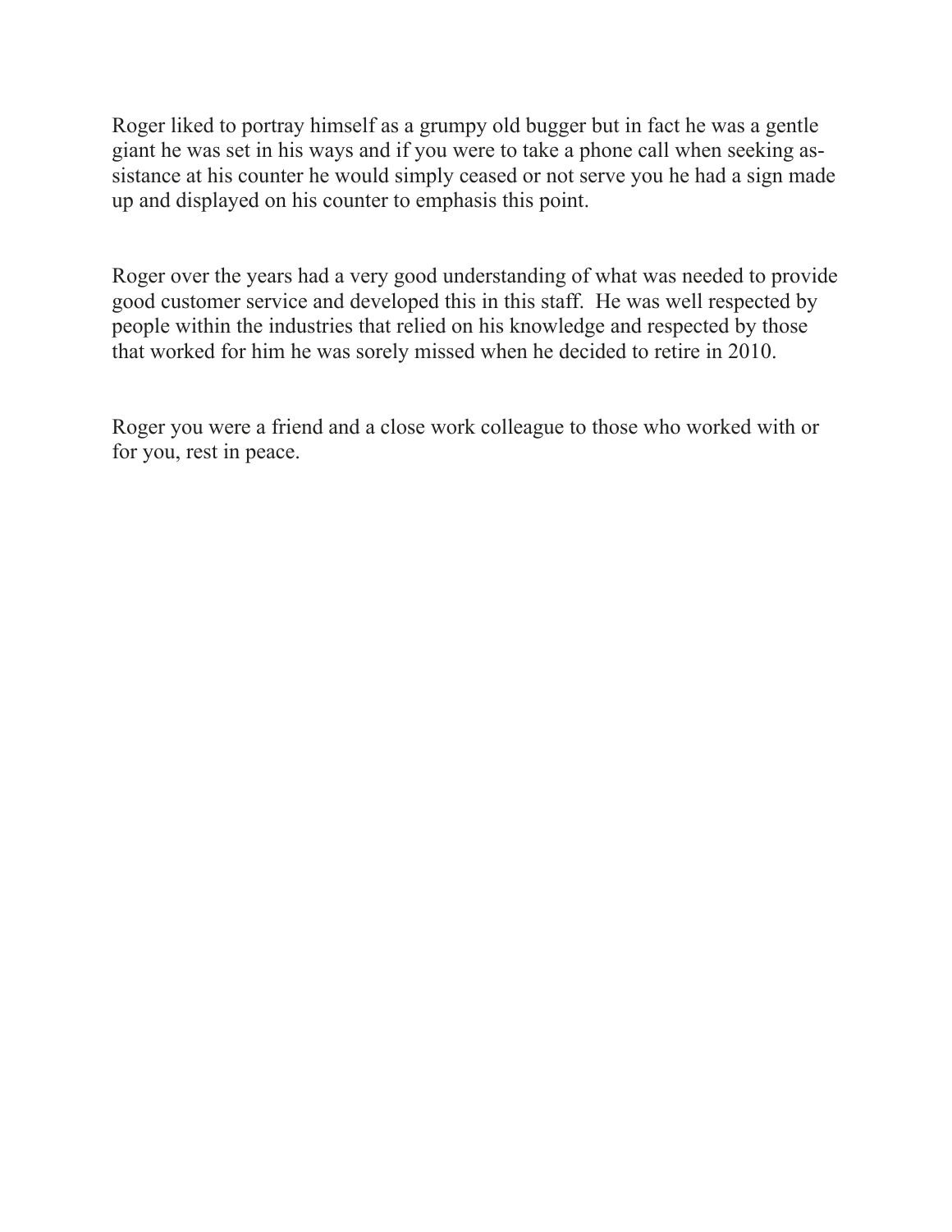Roger liked to portray himself as a grumpy old bugger but in fact he was a gentle giant he was set in his ways and if you were to take a phone call when seeking assistance at his counter he would simply ceased or not serve you he had a sign made up and displayed on his counter to emphasis this point.

Roger over the years had a very good understanding of what was needed to provide good customer service and developed this in this staff. He was well respected by people within the industries that relied on his knowledge and respected by those that worked for him he was sorely missed when he decided to retire in 2010.

Roger you were a friend and a close work colleague to those who worked with or for you, rest in peace.